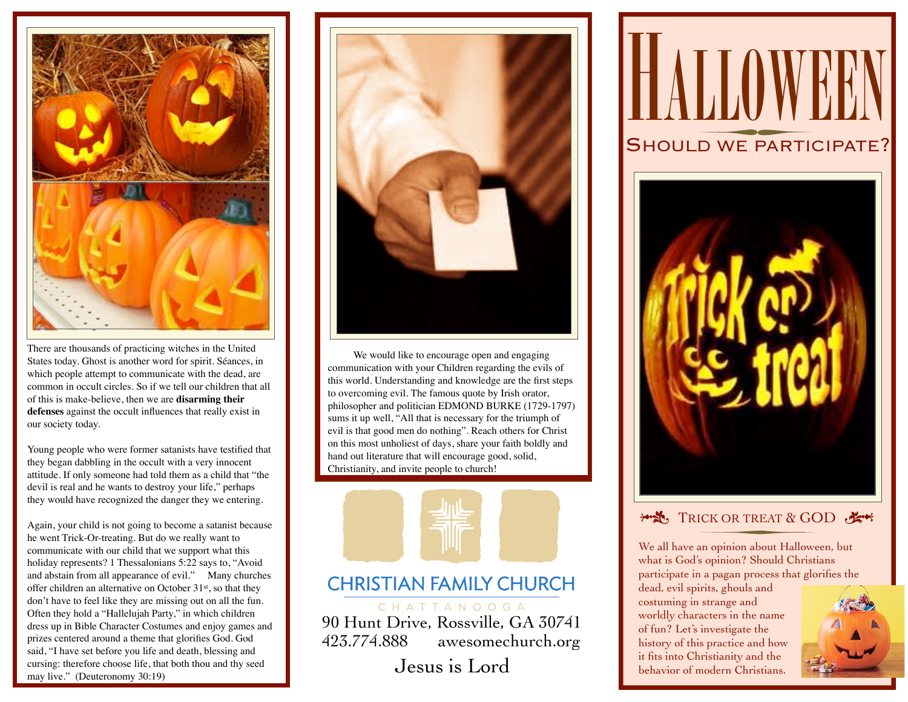There are thousands of practicing witches in the United States today. Ghost is another word for spirit. Séances, in which people attempt to communicate with the dead, are common in occult circles. So if we tell our children that all of this is make-believe, then we are **disarming their defenses** against the occult influences that really exist in our society today.

Young people who were former satanists have testified that they began dabbling in the occult with a very innocent attitude. If only someone had told them as a child that "the devil is real and he wants to destroy your life," perhaps they would have recognized the danger they we entering.

Again, your child is not going to become a satanist because he went Trick-Or-treating. But do we really want to communicate with our child that we support what this holiday represents? 1 Thessalonians 5:22 says to, "Avoid and abstain from all appearance of evil." Many churches offer children an alternative on October 31st, so that they don't have to feel like they are missing out on all the fun. Often they hold a "Hallelujah Party," in which children dress up in Bible Character Costumes and enjoy games and prizes centered around a theme that glorifies God. God said, "I have set before you life and death, blessing and cursing: therefore choose life, that both thou and thy seed may live." (Deuteronomy 30:19)

We would like to encourage open and engaging communication with your Children regarding the evils of this world. Understanding and knowledge are the first steps to overcoming evil. The famous quote by Irish orator, philosopher and politician EDMOND BURKE (1729-1797) sums it up well, "All that is necessary for the triumph of evil is that good men do nothing". Reach others for Christ on this most unholiest of days, share your faith boldly and hand out literature that will encourage good, solid, Christianity, and invite people to church!

CHRISTIAN FAMILY CHURCH

CHATTANOOGA

90 Hunt Drive, Rossville, GA 30741

423.774.888 awesomechurch.org

Jesus is Lord

# HALLOWEEN

## SHOULD WE PARTICIPATE?

### TRICK OR TREAT & GOD

We all have an opinion about Halloween, but what is God's opinion? Should Christians participate in a pagan process that glorifies the dead, evil spirits, ghouls and costuming in strange and worldly characters in the name of fun? Let's investigate the history of this practice and how it fits into Christianity and the behavior of modern Christians.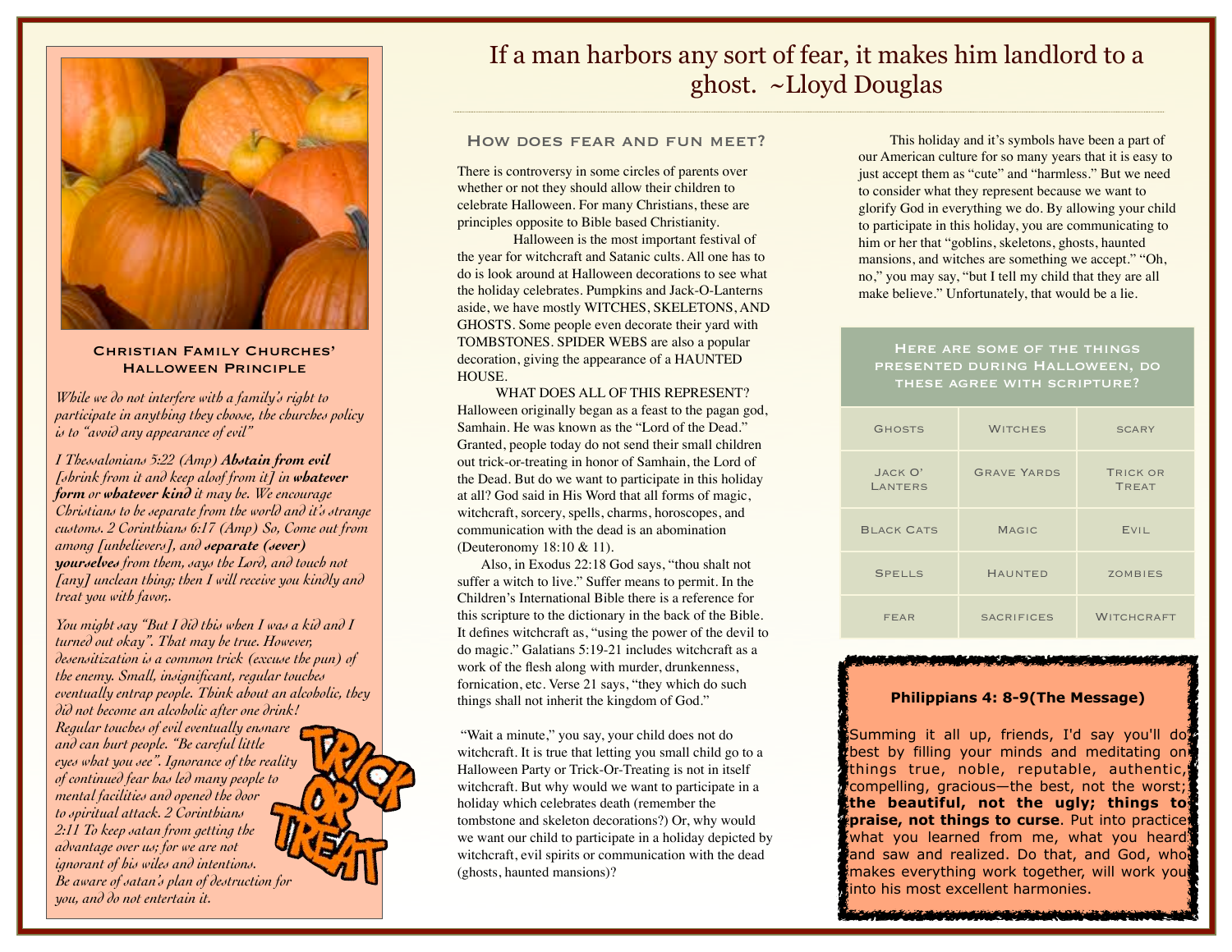# If a man harbors any sort of fear, it makes him landlord to a ghost. ~Lloyd Douglas

### Christian Family Churches' Halloween Principle

*While we do not interfere with a family's right to participate in anything they choose, the churches policy is to "avoid any appearance of evil"*

*I Thessalonians 5:22 (Amp)* ***Abstain from evil*** *[shrink from it and keep aloof from it] in* ***whatever form*** *or* ***whatever kind*** *it may be. We encourage Christians to be separate from the world and it's strange customs. 2 Corinthians 6:17 (Amp) So, Come out from among [unbelievers], and* ***separate (sever) yourselves*** *from them, says the Lord, and touch not [any] unclean thing; then I will receive you kindly and treat you with favor,.*

*You might say "But I did this when I was a kid and I turned out okay". That may be true. However, desensitization is a common trick (excuse the pun) of the enemy. Small, insignificant, regular touches eventually entrap people. Think about an alcoholic, they did not become an alcoholic after one drink! Regular touches of evil eventually ensnare and can hurt people. "Be careful little eyes what you see". Ignorance of the reality of continued fear has led many people to mental facilities and opened the door to spiritual attack. 2 Corinthians 2:11 To keep satan from getting the advantage over us; for we are not ignorant of his wiles and intentions. Be aware of satan's plan of destruction for you, and do not entertain it.*

TRICK OR TREAT

## How does fear and fun meet?

There is controversy in some circles of parents over whether or not they should allow their children to celebrate Halloween. For many Christians, these are principles opposite to Bible based Christianity.

Halloween is the most important festival of the year for witchcraft and Satanic cults. All one has to do is look around at Halloween decorations to see what the holiday celebrates. Pumpkins and Jack-O-Lanterns aside, we have mostly WITCHES, SKELETONS, AND GHOSTS. Some people even decorate their yard with TOMBSTONES. SPIDER WEBS are also a popular decoration, giving the appearance of a HAUNTED HOUSE.

WHAT DOES ALL OF THIS REPRESENT? Halloween originally began as a feast to the pagan god, Samhain. He was known as the "Lord of the Dead." Granted, people today do not send their small children out trick-or-treating in honor of Samhain, the Lord of the Dead. But do we want to participate in this holiday at all? God said in His Word that all forms of magic, witchcraft, sorcery, spells, charms, horoscopes, and communication with the dead is an abomination (Deuteronomy 18:10 & 11).

Also, in Exodus 22:18 God says, "thou shalt not suffer a witch to live." Suffer means to permit. In the Children's International Bible there is a reference for this scripture to the dictionary in the back of the Bible. It defines witchcraft as, "using the power of the devil to do magic." Galatians 5:19-21 includes witchcraft as a work of the flesh along with murder, drunkenness, fornication, etc. Verse 21 says, "they which do such things shall not inherit the kingdom of God."

"Wait a minute," you say, your child does not do witchcraft. It is true that letting you small child go to a Halloween Party or Trick-Or-Treating is not in itself witchcraft. But why would we want to participate in a holiday which celebrates death (remember the tombstone and skeleton decorations?) Or, why would we want our child to participate in a holiday depicted by witchcraft, evil spirits or communication with the dead (ghosts, haunted mansions)?

This holiday and it's symbols have been a part of our American culture for so many years that it is easy to just accept them as "cute" and "harmless." But we need to consider what they represent because we want to glorify God in everything we do. By allowing your child to participate in this holiday, you are communicating to him or her that "goblins, skeletons, ghosts, haunted mansions, and witches are something we accept." "Oh, no," you may say, "but I tell my child that they are all make believe." Unfortunately, that would be a lie.

### Here are some of the things presented during Halloween, do these agree with scripture?

| | | |
|---|---|---|
| Ghosts | Witches | scary |
| Jack O' Lanters | Grave Yards | Trick or Treat |
| Black Cats | Magic | Evil |
| Spells | Haunted | zombies |
| fear | sacrifices | Witchcraft |

**Philippians 4: 8-9(The Message)**

Summing it all up, friends, I'd say you'll do best by filling your minds and meditating on things true, noble, reputable, authentic, compelling, gracious—the best, not the worst; **the beautiful, not the ugly; things to praise, not things to curse**. Put into practice what you learned from me, what you heard and saw and realized. Do that, and God, who makes everything work together, will work you into his most excellent harmonies.